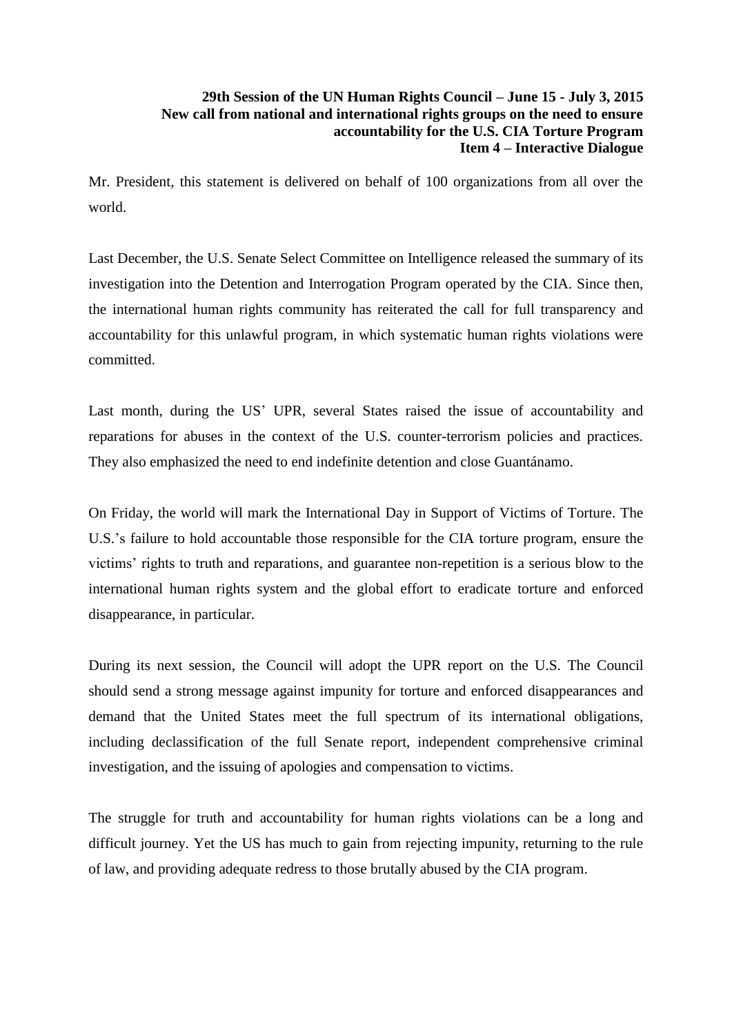**29th Session of the UN Human Rights Council – June 15 - July 3, 2015**
**New call from national and international rights groups on the need to ensure accountability for the U.S. CIA Torture Program**
**Item 4 – Interactive Dialogue**

Mr. President, this statement is delivered on behalf of 100 organizations from all over the world.

Last December, the U.S. Senate Select Committee on Intelligence released the summary of its investigation into the Detention and Interrogation Program operated by the CIA. Since then, the international human rights community has reiterated the call for full transparency and accountability for this unlawful program, in which systematic human rights violations were committed.

Last month, during the US' UPR, several States raised the issue of accountability and reparations for abuses in the context of the U.S. counter-terrorism policies and practices. They also emphasized the need to end indefinite detention and close Guantánamo.

On Friday, the world will mark the International Day in Support of Victims of Torture. The U.S.'s failure to hold accountable those responsible for the CIA torture program, ensure the victims' rights to truth and reparations, and guarantee non-repetition is a serious blow to the international human rights system and the global effort to eradicate torture and enforced disappearance, in particular.

During its next session, the Council will adopt the UPR report on the U.S. The Council should send a strong message against impunity for torture and enforced disappearances and demand that the United States meet the full spectrum of its international obligations, including declassification of the full Senate report, independent comprehensive criminal investigation, and the issuing of apologies and compensation to victims.

The struggle for truth and accountability for human rights violations can be a long and difficult journey. Yet the US has much to gain from rejecting impunity, returning to the rule of law, and providing adequate redress to those brutally abused by the CIA program.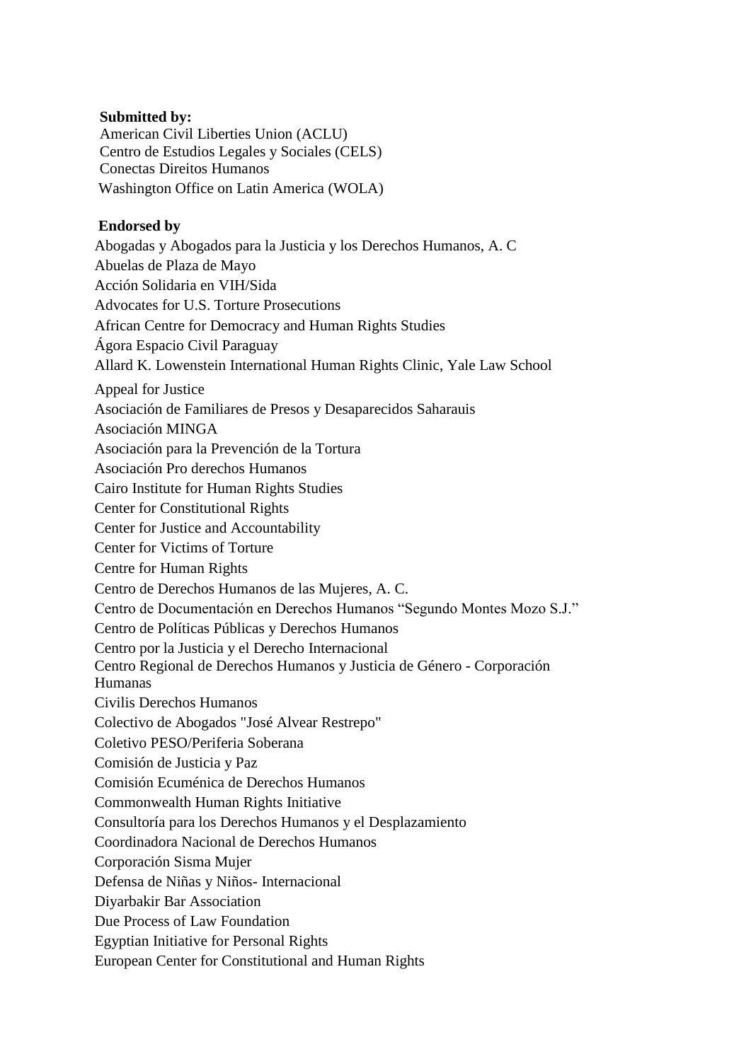**Submitted by:**

American Civil Liberties Union (ACLU)
Centro de Estudios Legales y Sociales (CELS)
Conectas Direitos Humanos
Washington Office on Latin America (WOLA)

**Endorsed by**

Abogadas y Abogados para la Justicia y los Derechos Humanos, A. C
Abuelas de Plaza de Mayo
Acción Solidaria en VIH/Sida
Advocates for U.S. Torture Prosecutions
African Centre for Democracy and Human Rights Studies
Ágora Espacio Civil Paraguay
Allard K. Lowenstein International Human Rights Clinic, Yale Law School
Appeal for Justice
Asociación de Familiares de Presos y Desaparecidos Saharauis
Asociación MINGA
Asociación para la Prevención de la Tortura
Asociación Pro derechos Humanos
Cairo Institute for Human Rights Studies
Center for Constitutional Rights
Center for Justice and Accountability
Center for Victims of Torture
Centre for Human Rights
Centro de Derechos Humanos de las Mujeres, A. C.
Centro de Documentación en Derechos Humanos "Segundo Montes Mozo S.J."
Centro de Políticas Públicas y Derechos Humanos
Centro por la Justicia y el Derecho Internacional
Centro Regional de Derechos Humanos y Justicia de Género - Corporación Humanas
Civilis Derechos Humanos
Colectivo de Abogados "José Alvear Restrepo"
Coletivo PESO/Periferia Soberana
Comisión de Justicia y Paz
Comisión Ecuménica de Derechos Humanos
Commonwealth Human Rights Initiative
Consultoría para los Derechos Humanos y el Desplazamiento
Coordinadora Nacional de Derechos Humanos
Corporación Sisma Mujer
Defensa de Niñas y Niños- Internacional
Diyarbakir Bar Association
Due Process of Law Foundation
Egyptian Initiative for Personal Rights
European Center for Constitutional and Human Rights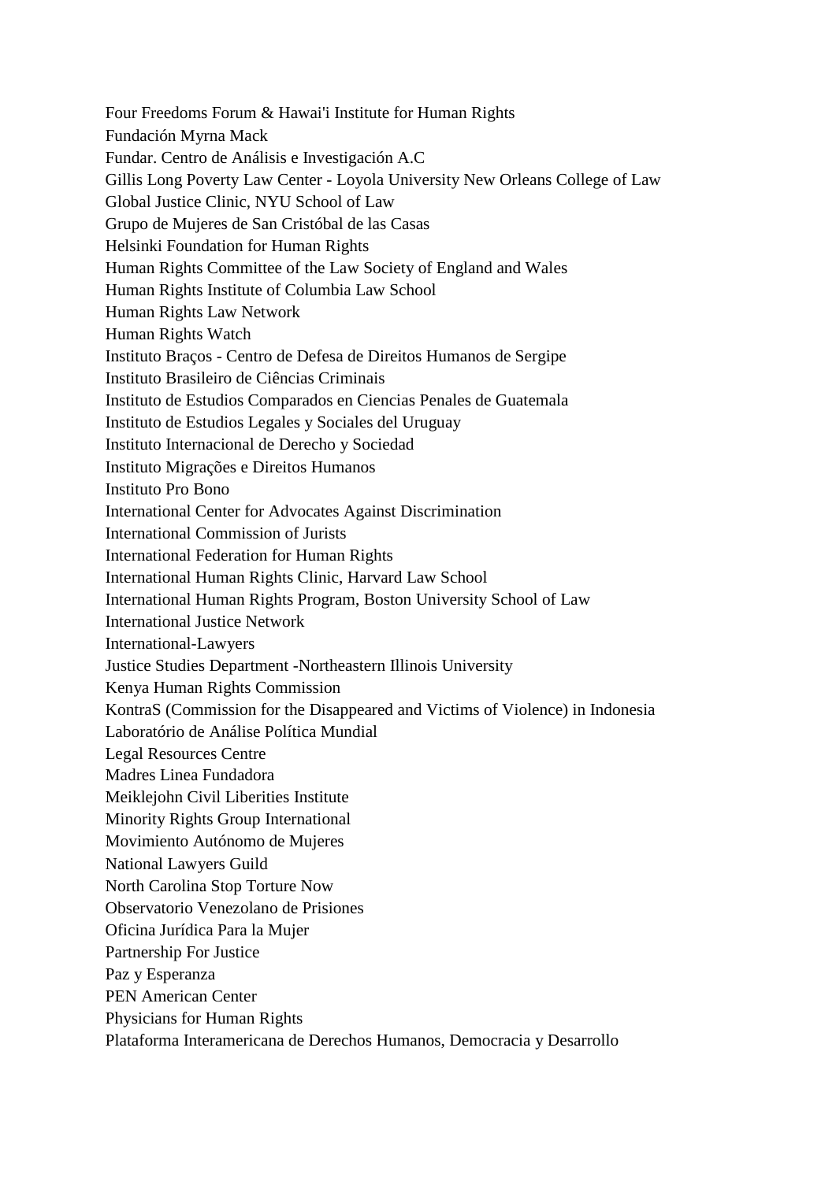Four Freedoms Forum & Hawai'i Institute for Human Rights
Fundación Myrna Mack
Fundar. Centro de Análisis e Investigación A.C
Gillis Long Poverty Law Center - Loyola University New Orleans College of Law
Global Justice Clinic, NYU School of Law
Grupo de Mujeres de San Cristóbal de las Casas
Helsinki Foundation for Human Rights
Human Rights Committee of the Law Society of England and Wales
Human Rights Institute of Columbia Law School
Human Rights Law Network
Human Rights Watch
Instituto Braços - Centro de Defesa de Direitos Humanos de Sergipe
Instituto Brasileiro de Ciências Criminais
Instituto de Estudios Comparados en Ciencias Penales de Guatemala
Instituto de Estudios Legales y Sociales del Uruguay
Instituto Internacional de Derecho y Sociedad
Instituto Migrações e Direitos Humanos
Instituto Pro Bono
International Center for Advocates Against Discrimination
International Commission of Jurists
International Federation for Human Rights
International Human Rights Clinic, Harvard Law School
International Human Rights Program, Boston University School of Law
International Justice Network
International-Lawyers
Justice Studies Department -Northeastern Illinois University
Kenya Human Rights Commission
KontraS (Commission for the Disappeared and Victims of Violence) in Indonesia
Laboratório de Análise Política Mundial
Legal Resources Centre
Madres Linea Fundadora
Meiklejohn Civil Liberities Institute
Minority Rights Group International
Movimiento Autónomo de Mujeres
National Lawyers Guild
North Carolina Stop Torture Now
Observatorio Venezolano de Prisiones
Oficina Jurídica Para la Mujer
Partnership For Justice
Paz y Esperanza
PEN American Center
Physicians for Human Rights
Plataforma Interamericana de Derechos Humanos, Democracia y Desarrollo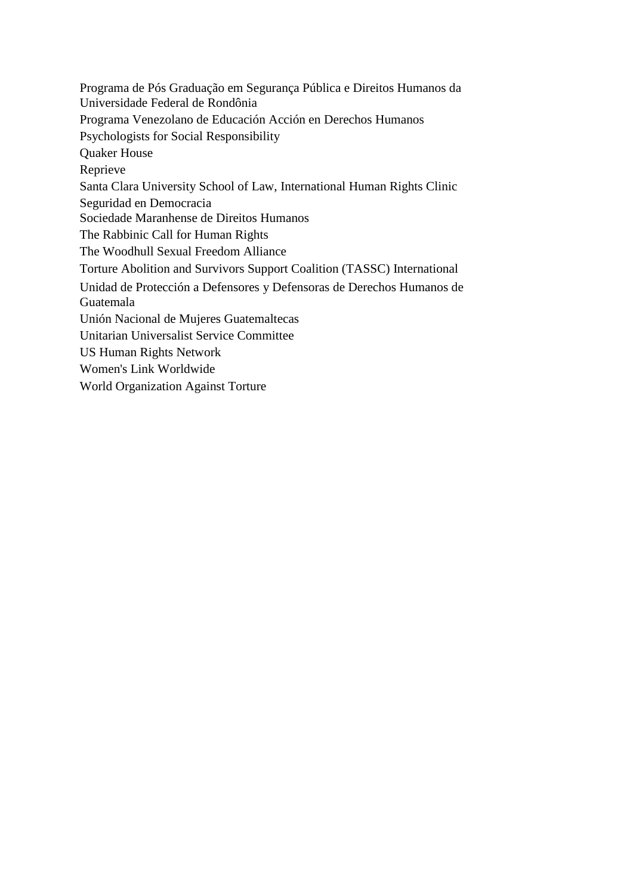Programa de Pós Graduação em Segurança Pública e Direitos Humanos da Universidade Federal de Rondônia

Programa Venezolano de Educación Acción en Derechos Humanos

Psychologists for Social Responsibility

Quaker House

Reprieve

Santa Clara University School of Law, International Human Rights Clinic

Seguridad en Democracia

Sociedade Maranhense de Direitos Humanos

The Rabbinic Call for Human Rights

The Woodhull Sexual Freedom Alliance

Torture Abolition and Survivors Support Coalition (TASSC) International

Unidad de Protección a Defensores y Defensoras de Derechos Humanos de Guatemala

Unión Nacional de Mujeres Guatemaltecas

Unitarian Universalist Service Committee

US Human Rights Network

Women's Link Worldwide

World Organization Against Torture